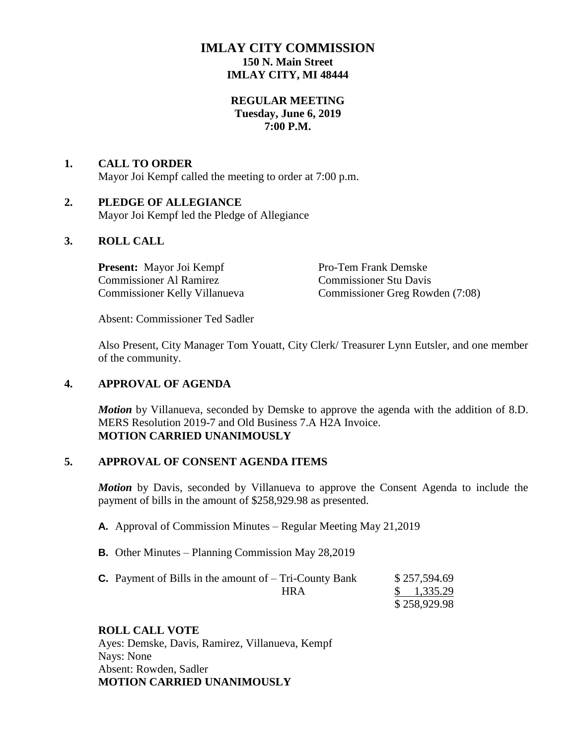# IMLAY CITY COMMISSION

**150 N. Main Street**
**IMLAY CITY, MI 48444**

**REGULAR MEETING**
**Tuesday, June 6, 2019**
**7:00 P.M.**

## 1. CALL TO ORDER

Mayor Joi Kempf called the meeting to order at 7:00 p.m.

## 2. PLEDGE OF ALLEGIANCE

Mayor Joi Kempf led the Pledge of Allegiance

## 3. ROLL CALL

**Present:** Mayor Joi Kempf
Pro-Tem Frank Demske
Commissioner Al Ramirez
Commissioner Stu Davis
Commissioner Kelly Villanueva
Commissioner Greg Rowden (7:08)

Absent: Commissioner Ted Sadler

Also Present, City Manager Tom Youatt, City Clerk/ Treasurer Lynn Eutsler, and one member of the community.

## 4. APPROVAL OF AGENDA

***Motion*** by Villanueva, seconded by Demske to approve the agenda with the addition of 8.D. MERS Resolution 2019-7 and Old Business 7.A H2A Invoice.
**MOTION CARRIED UNANIMOUSLY**

## 5. APPROVAL OF CONSENT AGENDA ITEMS

***Motion*** by Davis, seconded by Villanueva to approve the Consent Agenda to include the payment of bills in the amount of $258,929.98 as presented.

**A.** Approval of Commission Minutes – Regular Meeting May 21,2019

**B.** Other Minutes – Planning Commission May 28,2019

**C.** Payment of Bills in the amount of – Tri-County Bank $ 257,594.69
HRA $ 1,335.29
$ 258,929.98

**ROLL CALL VOTE**
Ayes: Demske, Davis, Ramirez, Villanueva, Kempf
Nays: None
Absent: Rowden, Sadler
**MOTION CARRIED UNANIMOUSLY**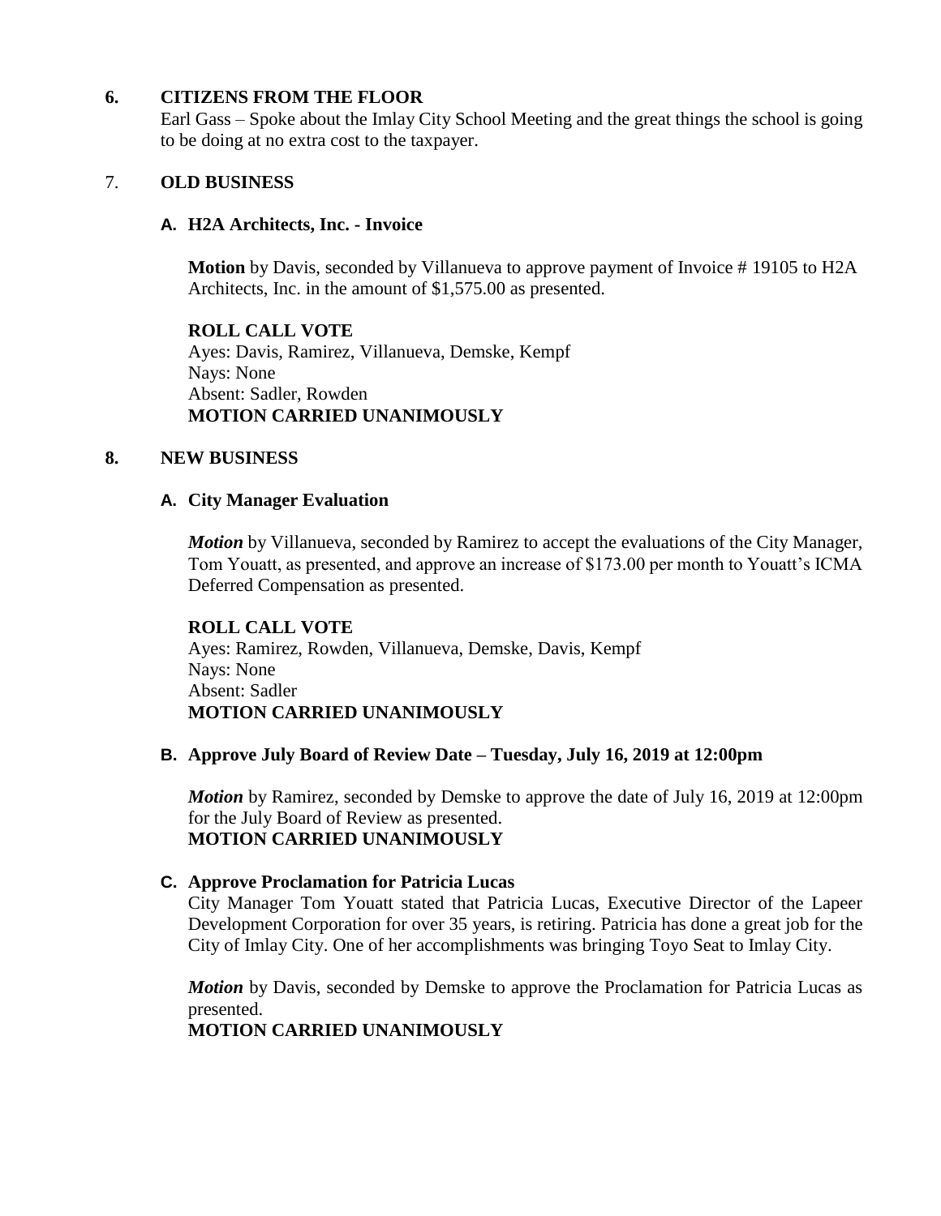## 6. CITIZENS FROM THE FLOOR

Earl Gass – Spoke about the Imlay City School Meeting and the great things the school is going to be doing at no extra cost to the taxpayer.

## 7. OLD BUSINESS

### A. H2A Architects, Inc. - Invoice

**Motion** by Davis, seconded by Villanueva to approve payment of Invoice # 19105 to H2A Architects, Inc. in the amount of $1,575.00 as presented.

**ROLL CALL VOTE**
Ayes: Davis, Ramirez, Villanueva, Demske, Kempf
Nays: None
Absent: Sadler, Rowden
**MOTION CARRIED UNANIMOUSLY**

## 8. NEW BUSINESS

### A. City Manager Evaluation

***Motion*** by Villanueva, seconded by Ramirez to accept the evaluations of the City Manager, Tom Youatt, as presented, and approve an increase of $173.00 per month to Youatt's ICMA Deferred Compensation as presented.

**ROLL CALL VOTE**
Ayes: Ramirez, Rowden, Villanueva, Demske, Davis, Kempf
Nays: None
Absent: Sadler
**MOTION CARRIED UNANIMOUSLY**

### B. Approve July Board of Review Date – Tuesday, July 16, 2019 at 12:00pm

***Motion*** by Ramirez, seconded by Demske to approve the date of July 16, 2019 at 12:00pm for the July Board of Review as presented.
**MOTION CARRIED UNANIMOUSLY**

### C. Approve Proclamation for Patricia Lucas

City Manager Tom Youatt stated that Patricia Lucas, Executive Director of the Lapeer Development Corporation for over 35 years, is retiring. Patricia has done a great job for the City of Imlay City. One of her accomplishments was bringing Toyo Seat to Imlay City.

***Motion*** by Davis, seconded by Demske to approve the Proclamation for Patricia Lucas as presented.
**MOTION CARRIED UNANIMOUSLY**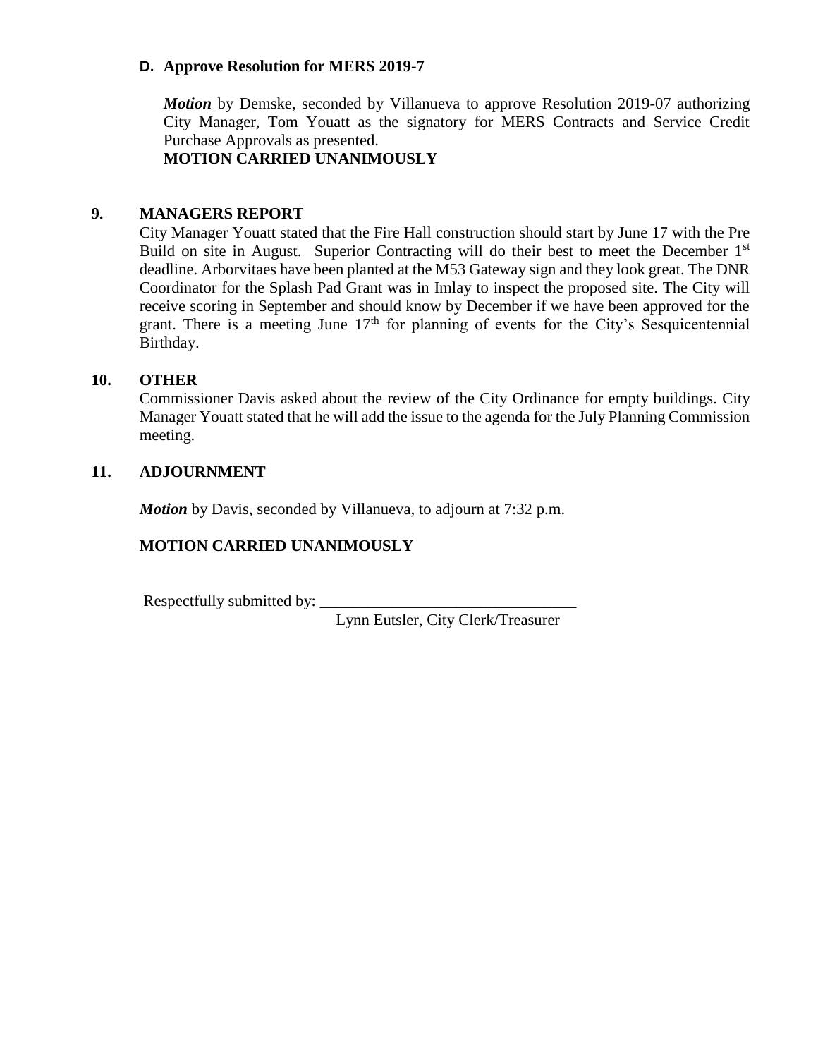### D. Approve Resolution for MERS 2019-7

***Motion*** by Demske, seconded by Villanueva to approve Resolution 2019-07 authorizing City Manager, Tom Youatt as the signatory for MERS Contracts and Service Credit Purchase Approvals as presented.

**MOTION CARRIED UNANIMOUSLY**

## 9. MANAGERS REPORT

City Manager Youatt stated that the Fire Hall construction should start by June 17 with the Pre Build on site in August. Superior Contracting will do their best to meet the December 1st deadline. Arborvitaes have been planted at the M53 Gateway sign and they look great. The DNR Coordinator for the Splash Pad Grant was in Imlay to inspect the proposed site. The City will receive scoring in September and should know by December if we have been approved for the grant. There is a meeting June 17th for planning of events for the City's Sesquicentennial Birthday.

## 10. OTHER

Commissioner Davis asked about the review of the City Ordinance for empty buildings. City Manager Youatt stated that he will add the issue to the agenda for the July Planning Commission meeting.

## 11. ADJOURNMENT

***Motion*** by Davis, seconded by Villanueva, to adjourn at 7:32 p.m.

**MOTION CARRIED UNANIMOUSLY**

Respectfully submitted by: _______________________________

Lynn Eutsler, City Clerk/Treasurer